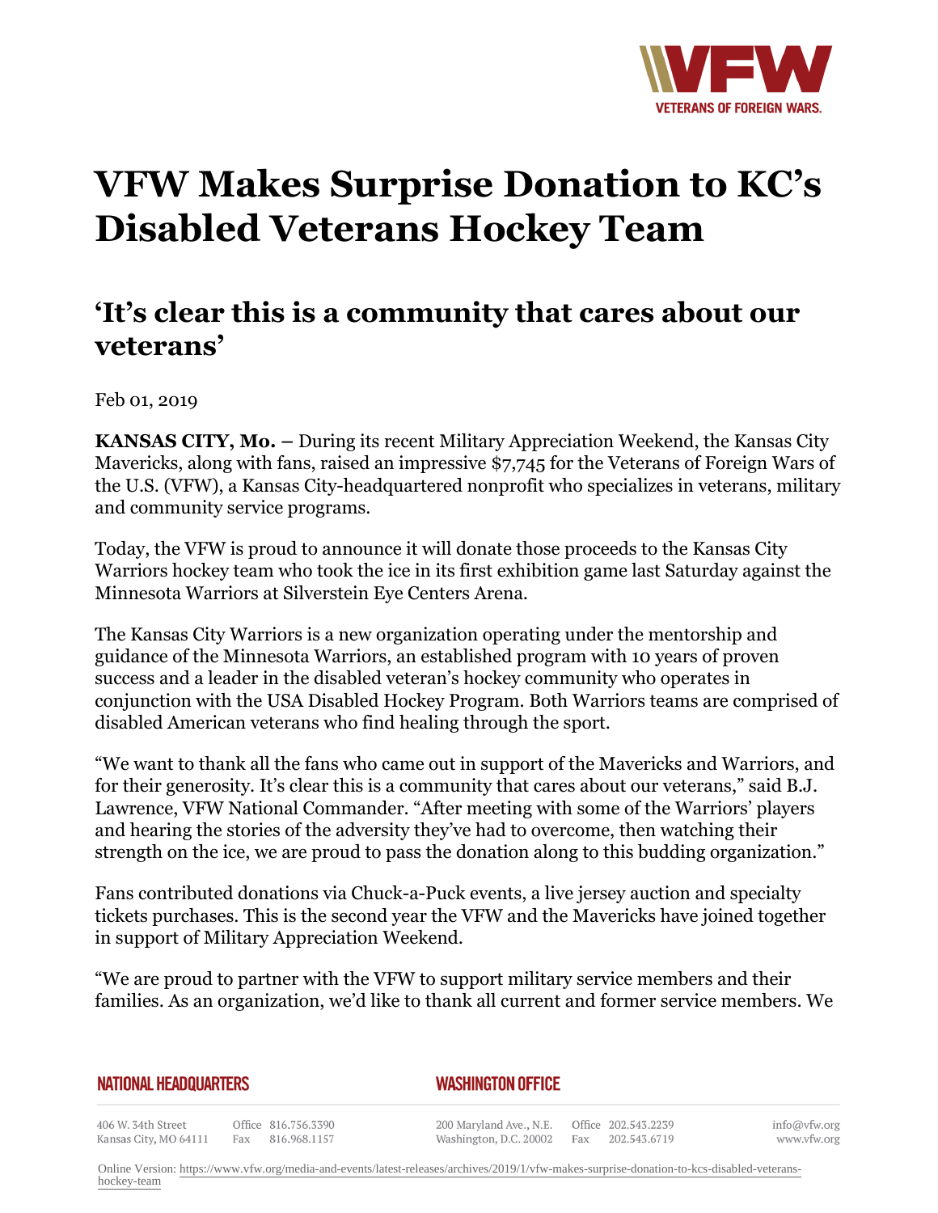# VFW Makes Surprise Donation to KC's Disabled Veterans Hockey Team

## 'It's clear this is a community that cares about our veterans'

Feb 01, 2019

**KANSAS CITY, Mo. –** During its recent Military Appreciation Weekend, the Kansas City Mavericks, along with fans, raised an impressive $7,745 for the Veterans of Foreign Wars of the U.S. (VFW), a Kansas City-headquartered nonprofit who specializes in veterans, military and community service programs.

Today, the VFW is proud to announce it will donate those proceeds to the Kansas City Warriors hockey team who took the ice in its first exhibition game last Saturday against the Minnesota Warriors at Silverstein Eye Centers Arena.

The Kansas City Warriors is a new organization operating under the mentorship and guidance of the Minnesota Warriors, an established program with 10 years of proven success and a leader in the disabled veteran's hockey community who operates in conjunction with the USA Disabled Hockey Program. Both Warriors teams are comprised of disabled American veterans who find healing through the sport.

"We want to thank all the fans who came out in support of the Mavericks and Warriors, and for their generosity. It's clear this is a community that cares about our veterans," said B.J. Lawrence, VFW National Commander. "After meeting with some of the Warriors' players and hearing the stories of the adversity they've had to overcome, then watching their strength on the ice, we are proud to pass the donation along to this budding organization."

Fans contributed donations via Chuck-a-Puck events, a live jersey auction and specialty tickets purchases. This is the second year the VFW and the Mavericks have joined together in support of Military Appreciation Weekend.

"We are proud to partner with the VFW to support military service members and their families. As an organization, we'd like to thank all current and former service members. We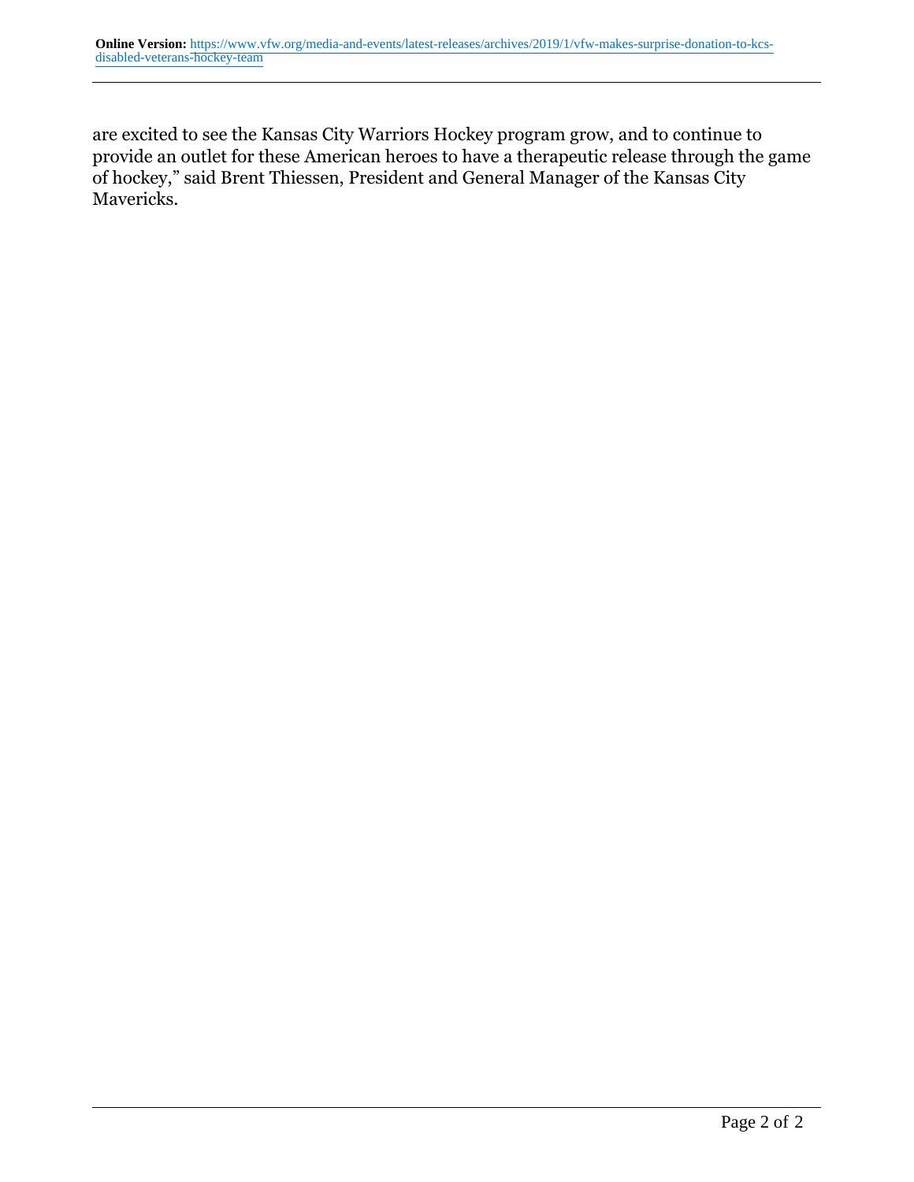are excited to see the Kansas City Warriors Hockey program grow, and to continue to provide an outlet for these American heroes to have a therapeutic release through the game of hockey," said Brent Thiessen, President and General Manager of the Kansas City Mavericks.